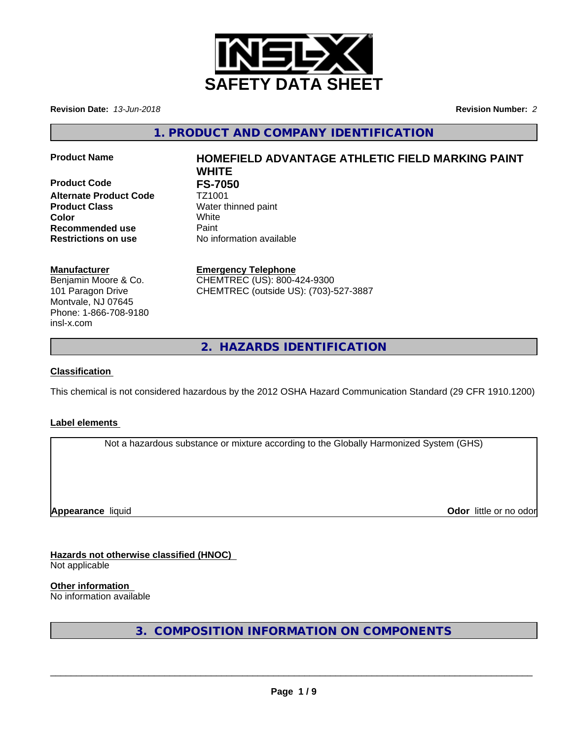# SAFETY DATA SHEET

**Revision Date:** *13-Jun-2018* **Revision Number:** *2*

## 1. PRODUCT AND COMPANY IDENTIFICATION

| | |
|---|---|
| **Product Name** | **HOMEFIELD ADVANTAGE ATHLETIC FIELD MARKING PAINT WHITE** |
| **Product Code** | **FS-7050** |
| **Alternate Product Code** | TZ1001 |
| **Product Class** | Water thinned paint |
| **Color** | White |
| **Recommended use** | Paint |
| **Restrictions on use** | No information available |

**Manufacturer**
Benjamin Moore & Co.
101 Paragon Drive
Montvale, NJ 07645
Phone: 1-866-708-9180
insl-x.com

**Emergency Telephone**
CHEMTREC (US): 800-424-9300
CHEMTREC (outside US): (703)-527-3887

## 2. HAZARDS IDENTIFICATION

**Classification**

This chemical is not considered hazardous by the 2012 OSHA Hazard Communication Standard (29 CFR 1910.1200)

**Label elements**

Not a hazardous substance or mixture according to the Globally Harmonized System (GHS)

**Appearance** liquid **Odor** little or no odor

**Hazards not otherwise classified (HNOC)**
Not applicable

**Other information**
No information available

## 3. COMPOSITION INFORMATION ON COMPONENTS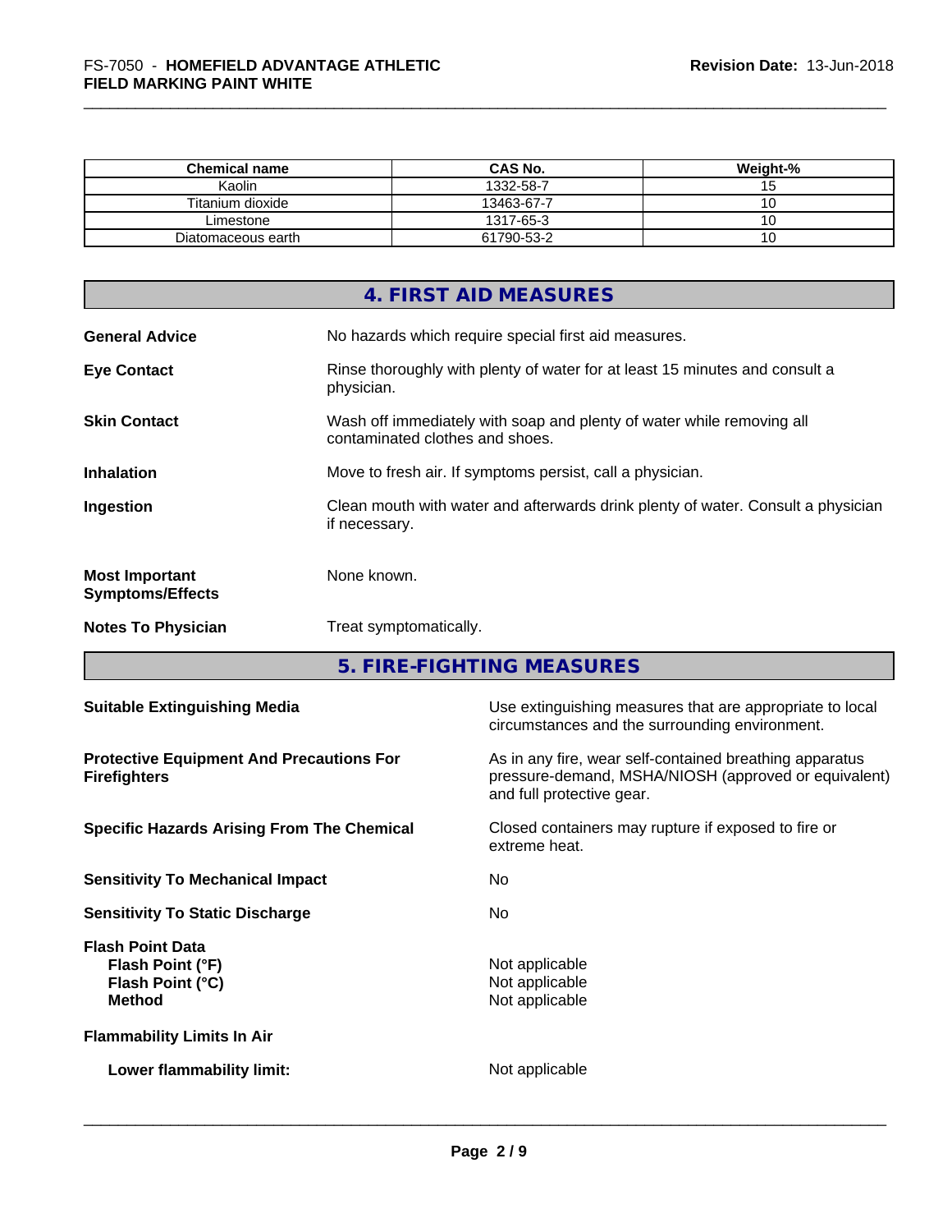| Chemical name | CAS No. | Weight-% |
|---|---|---|
| Kaolin | 1332-58-7 | 15 |
| Titanium dioxide | 13463-67-7 | 10 |
| Limestone | 1317-65-3 | 10 |
| Diatomaceous earth | 61790-53-2 | 10 |

## 4. FIRST AID MEASURES

**General Advice** — No hazards which require special first aid measures.

**Eye Contact** — Rinse thoroughly with plenty of water for at least 15 minutes and consult a physician.

**Skin Contact** — Wash off immediately with soap and plenty of water while removing all contaminated clothes and shoes.

**Inhalation** — Move to fresh air. If symptoms persist, call a physician.

**Ingestion** — Clean mouth with water and afterwards drink plenty of water. Consult a physician if necessary.

**Most Important Symptoms/Effects** — None known.

**Notes To Physician** — Treat symptomatically.

## 5. FIRE-FIGHTING MEASURES

**Suitable Extinguishing Media** — Use extinguishing measures that are appropriate to local circumstances and the surrounding environment.

**Protective Equipment And Precautions For Firefighters** — As in any fire, wear self-contained breathing apparatus pressure-demand, MSHA/NIOSH (approved or equivalent) and full protective gear.

**Specific Hazards Arising From The Chemical** — Closed containers may rupture if exposed to fire or extreme heat.

**Sensitivity To Mechanical Impact** — No

**Sensitivity To Static Discharge** — No

**Flash Point Data**
- **Flash Point (°F)** — Not applicable
- **Flash Point (°C)** — Not applicable
- **Method** — Not applicable

**Flammability Limits In Air**

- **Lower flammability limit:** — Not applicable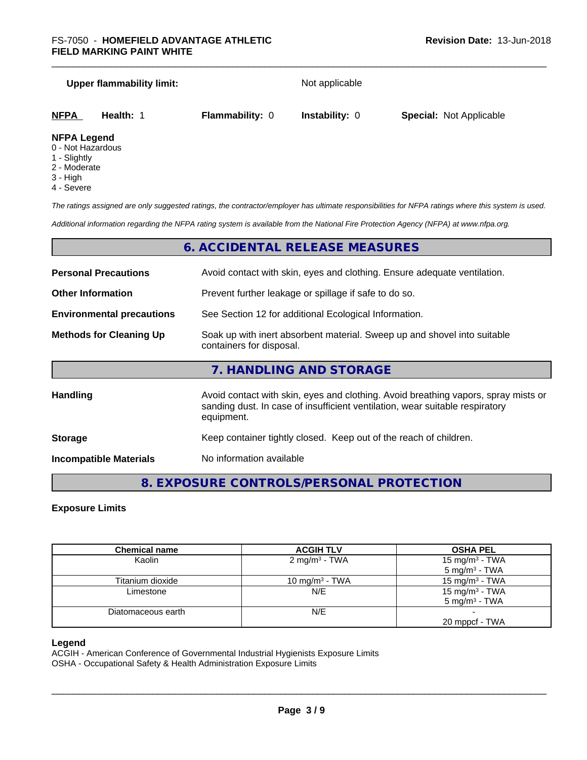**Upper flammability limit:** Not applicable

| **NFPA** | **Health:** 1 | **Flammability:** 0 | **Instability:** 0 | **Special:** Not Applicable |
|---|---|---|---|---|

**NFPA Legend**
0 - Not Hazardous
1 - Slightly
2 - Moderate
3 - High
4 - Severe

*The ratings assigned are only suggested ratings, the contractor/employer has ultimate responsibilities for NFPA ratings where this system is used.*

*Additional information regarding the NFPA rating system is available from the National Fire Protection Agency (NFPA) at www.nfpa.org.*

## 6. ACCIDENTAL RELEASE MEASURES

**Personal Precautions** Avoid contact with skin, eyes and clothing. Ensure adequate ventilation.

**Other Information** Prevent further leakage or spillage if safe to do so.

**Environmental precautions** See Section 12 for additional Ecological Information.

**Methods for Cleaning Up** Soak up with inert absorbent material. Sweep up and shovel into suitable containers for disposal.

## 7. HANDLING AND STORAGE

**Handling** Avoid contact with skin, eyes and clothing. Avoid breathing vapors, spray mists or sanding dust. In case of insufficient ventilation, wear suitable respiratory equipment.

**Storage** Keep container tightly closed. Keep out of the reach of children.

**Incompatible Materials** No information available

## 8. EXPOSURE CONTROLS/PERSONAL PROTECTION

**Exposure Limits**

| Chemical name | ACGIH TLV | OSHA PEL |
|---|---|---|
| Kaolin | 2 mg/m³ - TWA | 15 mg/m³ - TWA<br>5 mg/m³ - TWA |
| Titanium dioxide | 10 mg/m³ - TWA | 15 mg/m³ - TWA |
| Limestone | N/E | 15 mg/m³ - TWA<br>5 mg/m³ - TWA |
| Diatomaceous earth | N/E | -<br>20 mppcf - TWA |

**Legend**
ACGIH - American Conference of Governmental Industrial Hygienists Exposure Limits
OSHA - Occupational Safety & Health Administration Exposure Limits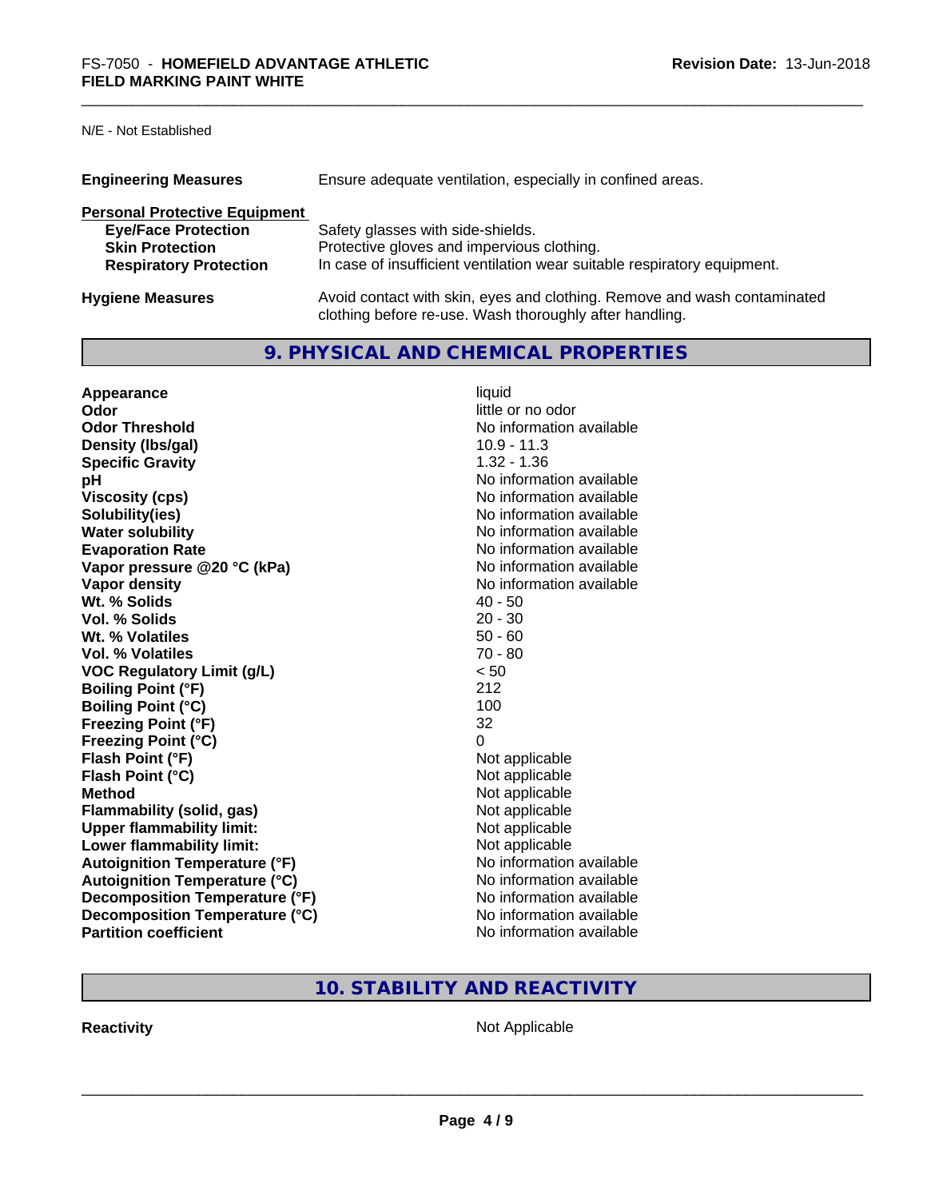N/E - Not Established

| | |
|---|---|
| **Engineering Measures** | Ensure adequate ventilation, especially in confined areas. |

**Personal Protective Equipment**

| | |
|---|---|
| **Eye/Face Protection** | Safety glasses with side-shields. |
| **Skin Protection** | Protective gloves and impervious clothing. |
| **Respiratory Protection** | In case of insufficient ventilation wear suitable respiratory equipment. |
| **Hygiene Measures** | Avoid contact with skin, eyes and clothing. Remove and wash contaminated clothing before re-use. Wash thoroughly after handling. |

## 9. PHYSICAL AND CHEMICAL PROPERTIES

| | |
|---|---|
| **Appearance** | liquid |
| **Odor** | little or no odor |
| **Odor Threshold** | No information available |
| **Density (lbs/gal)** | 10.9 - 11.3 |
| **Specific Gravity** | 1.32 - 1.36 |
| **pH** | No information available |
| **Viscosity (cps)** | No information available |
| **Solubility(ies)** | No information available |
| **Water solubility** | No information available |
| **Evaporation Rate** | No information available |
| **Vapor pressure @20 °C (kPa)** | No information available |
| **Vapor density** | No information available |
| **Wt. % Solids** | 40 - 50 |
| **Vol. % Solids** | 20 - 30 |
| **Wt. % Volatiles** | 50 - 60 |
| **Vol. % Volatiles** | 70 - 80 |
| **VOC Regulatory Limit (g/L)** | < 50 |
| **Boiling Point (°F)** | 212 |
| **Boiling Point (°C)** | 100 |
| **Freezing Point (°F)** | 32 |
| **Freezing Point (°C)** | 0 |
| **Flash Point (°F)** | Not applicable |
| **Flash Point (°C)** | Not applicable |
| **Method** | Not applicable |
| **Flammability (solid, gas)** | Not applicable |
| **Upper flammability limit:** | Not applicable |
| **Lower flammability limit:** | Not applicable |
| **Autoignition Temperature (°F)** | No information available |
| **Autoignition Temperature (°C)** | No information available |
| **Decomposition Temperature (°F)** | No information available |
| **Decomposition Temperature (°C)** | No information available |
| **Partition coefficient** | No information available |

## 10. STABILITY AND REACTIVITY

| | |
|---|---|
| **Reactivity** | Not Applicable |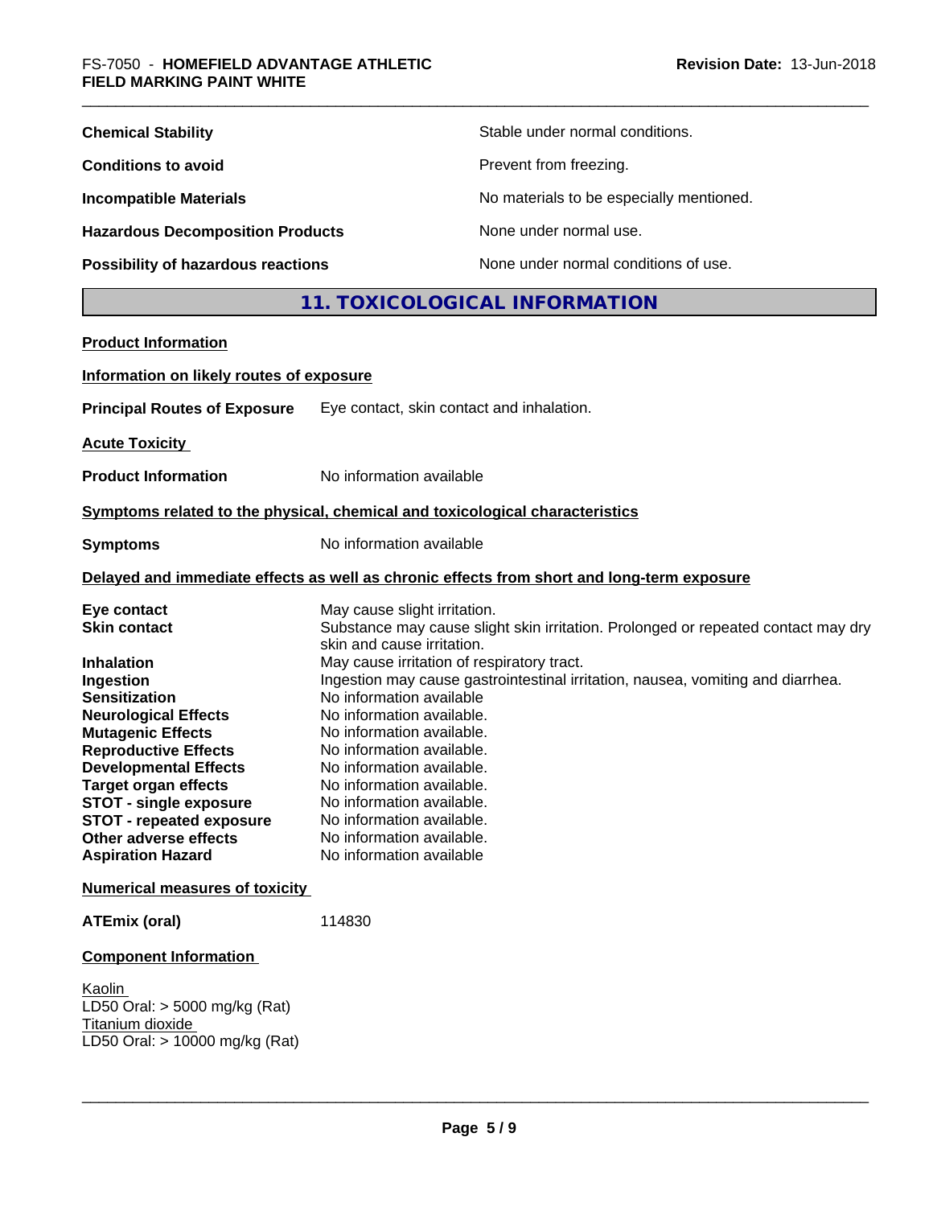| | |
|---|---|
| **Chemical Stability** | Stable under normal conditions. |
| **Conditions to avoid** | Prevent from freezing. |
| **Incompatible Materials** | No materials to be especially mentioned. |
| **Hazardous Decomposition Products** | None under normal use. |
| **Possibility of hazardous reactions** | None under normal conditions of use. |

## 11. TOXICOLOGICAL INFORMATION

**Product Information**

**Information on likely routes of exposure**

**Principal Routes of Exposure** Eye contact, skin contact and inhalation.

**Acute Toxicity**

**Product Information** No information available

**Symptoms related to the physical, chemical and toxicological characteristics**

**Symptoms** No information available

**Delayed and immediate effects as well as chronic effects from short and long-term exposure**

| | |
|---|---|
| **Eye contact** | May cause slight irritation. |
| **Skin contact** | Substance may cause slight skin irritation. Prolonged or repeated contact may dry skin and cause irritation. |
| **Inhalation** | May cause irritation of respiratory tract. |
| **Ingestion** | Ingestion may cause gastrointestinal irritation, nausea, vomiting and diarrhea. |
| **Sensitization** | No information available |
| **Neurological Effects** | No information available. |
| **Mutagenic Effects** | No information available. |
| **Reproductive Effects** | No information available. |
| **Developmental Effects** | No information available. |
| **Target organ effects** | No information available. |
| **STOT - single exposure** | No information available. |
| **STOT - repeated exposure** | No information available. |
| **Other adverse effects** | No information available. |
| **Aspiration Hazard** | No information available |

**Numerical measures of toxicity**

**ATEmix (oral)** 114830

**Component Information**

Kaolin
LD50 Oral: > 5000 mg/kg (Rat)
Titanium dioxide
LD50 Oral: > 10000 mg/kg (Rat)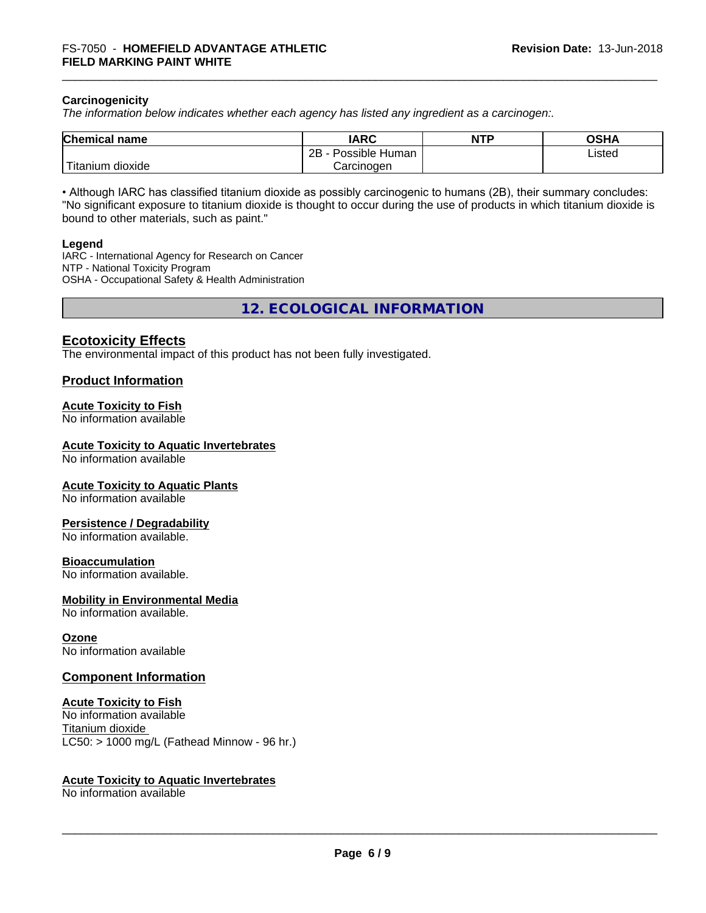**Carcinogenicity**

*The information below indicates whether each agency has listed any ingredient as a carcinogen:.*

| Chemical name | IARC | NTP | OSHA |
|---|---|---|---|
| Titanium dioxide | 2B - Possible Human Carcinogen | | Listed |

• Although IARC has classified titanium dioxide as possibly carcinogenic to humans (2B), their summary concludes: "No significant exposure to titanium dioxide is thought to occur during the use of products in which titanium dioxide is bound to other materials, such as paint."

**Legend**

IARC - International Agency for Research on Cancer
NTP - National Toxicity Program
OSHA - Occupational Safety & Health Administration

## 12. ECOLOGICAL INFORMATION

### Ecotoxicity Effects

The environmental impact of this product has not been fully investigated.

### Product Information

**Acute Toxicity to Fish**
No information available

**Acute Toxicity to Aquatic Invertebrates**
No information available

**Acute Toxicity to Aquatic Plants**
No information available

**Persistence / Degradability**
No information available.

**Bioaccumulation**
No information available.

**Mobility in Environmental Media**
No information available.

**Ozone**
No information available

### Component Information

**Acute Toxicity to Fish**
No information available
Titanium dioxide
LC50: > 1000 mg/L (Fathead Minnow - 96 hr.)

**Acute Toxicity to Aquatic Invertebrates**
No information available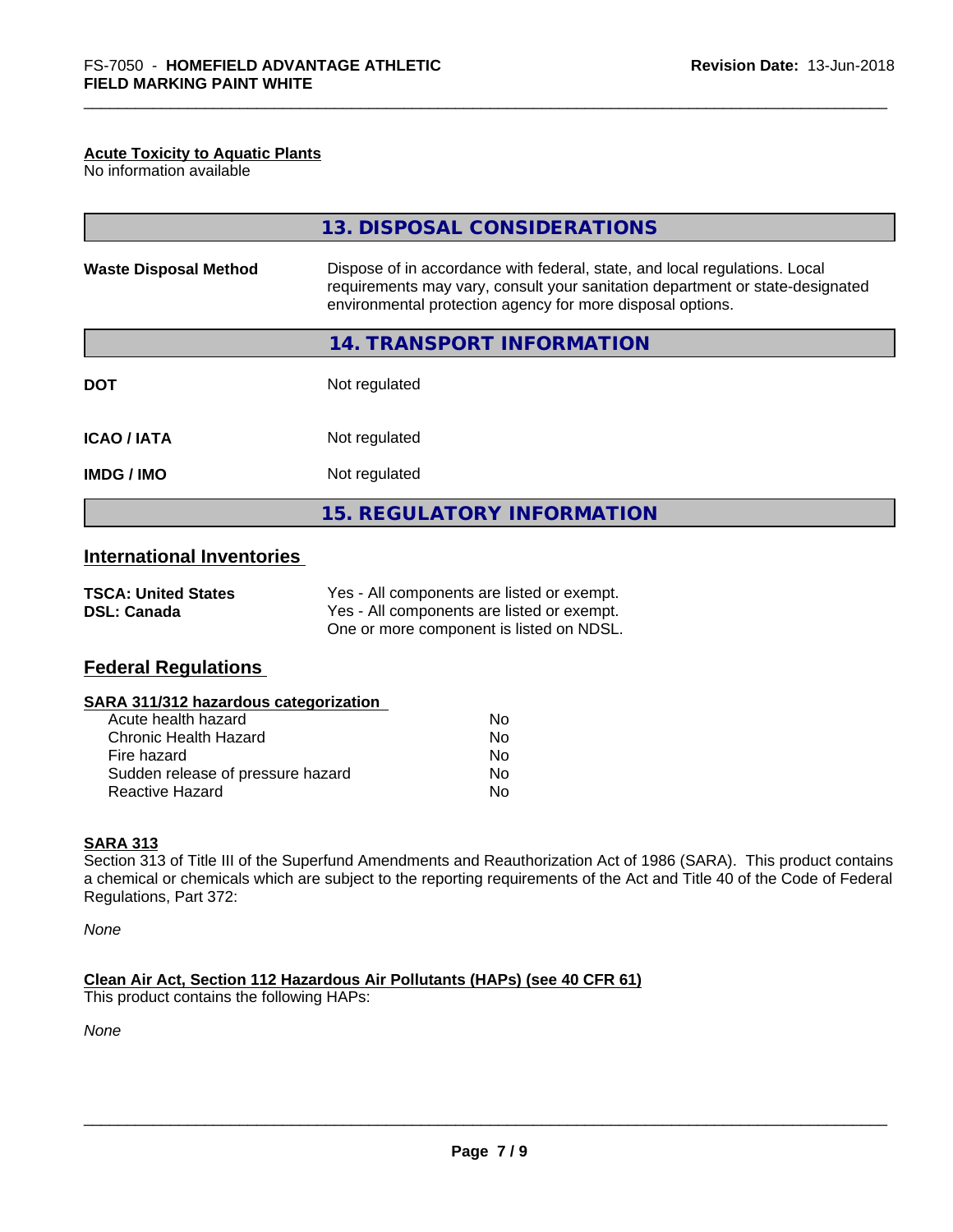**Acute Toxicity to Aquatic Plants**
No information available

## 13. DISPOSAL CONSIDERATIONS

| | |
|---|---|
| **Waste Disposal Method** | Dispose of in accordance with federal, state, and local regulations. Local requirements may vary, consult your sanitation department or state-designated environmental protection agency for more disposal options. |

## 14. TRANSPORT INFORMATION

| | |
|---|---|
| **DOT** | Not regulated |
| **ICAO / IATA** | Not regulated |
| **IMDG / IMO** | Not regulated |

## 15. REGULATORY INFORMATION

### International Inventories

| | |
|---|---|
| **TSCA: United States** | Yes - All components are listed or exempt. |
| **DSL: Canada** | Yes - All components are listed or exempt. One or more component is listed on NDSL. |

### Federal Regulations

**SARA 311/312 hazardous categorization**

| | |
|---|---|
| Acute health hazard | No |
| Chronic Health Hazard | No |
| Fire hazard | No |
| Sudden release of pressure hazard | No |
| Reactive Hazard | No |

**SARA 313**
Section 313 of Title III of the Superfund Amendments and Reauthorization Act of 1986 (SARA). This product contains a chemical or chemicals which are subject to the reporting requirements of the Act and Title 40 of the Code of Federal Regulations, Part 372:

*None*

**Clean Air Act, Section 112 Hazardous Air Pollutants (HAPs) (see 40 CFR 61)**
This product contains the following HAPs:

*None*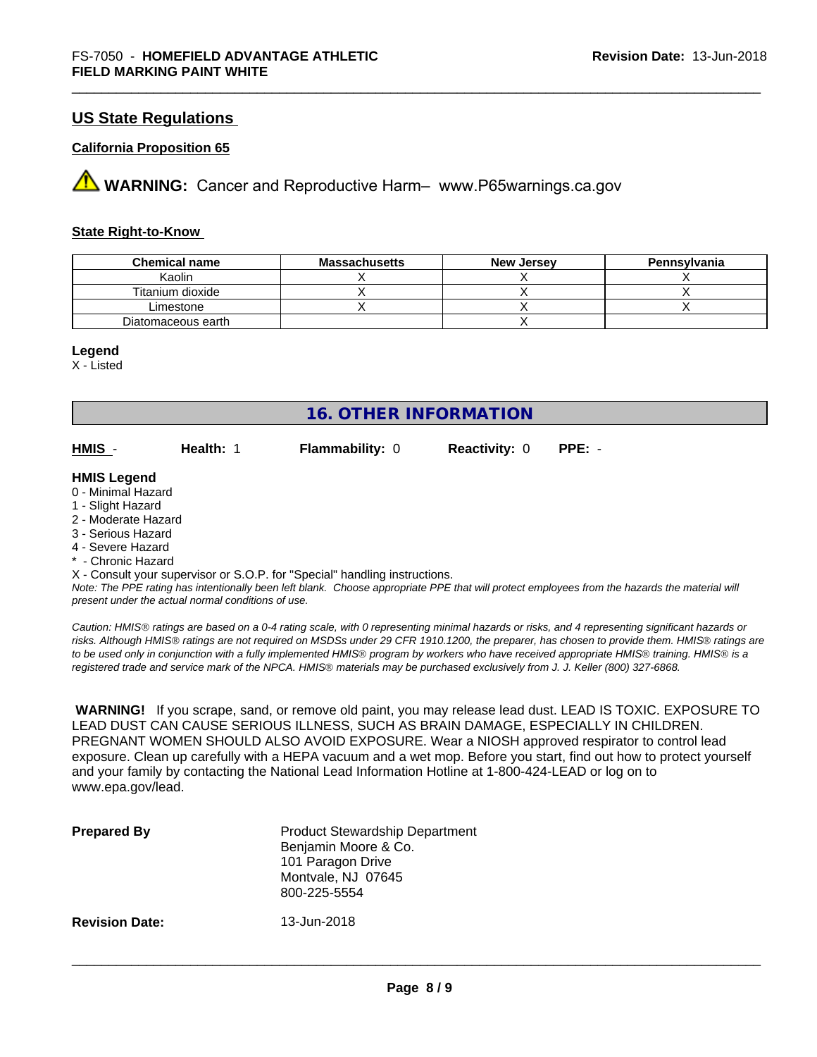## US State Regulations

**California Proposition 65**

⚠ **WARNING:** Cancer and Reproductive Harm– www.P65warnings.ca.gov

**State Right-to-Know**

| Chemical name | Massachusetts | New Jersey | Pennsylvania |
|---|---|---|---|
| Kaolin | X | X | X |
| Titanium dioxide | X | X | X |
| Limestone | X | X | X |
| Diatomaceous earth | | X | |

**Legend**

X - Listed

## 16. OTHER INFORMATION

**HMIS** - **Health:** 1 **Flammability:** 0 **Reactivity:** 0 **PPE:** -

**HMIS Legend**

0 - Minimal Hazard
1 - Slight Hazard
2 - Moderate Hazard
3 - Serious Hazard
4 - Severe Hazard
* - Chronic Hazard
X - Consult your supervisor or S.O.P. for "Special" handling instructions.

*Note: The PPE rating has intentionally been left blank. Choose appropriate PPE that will protect employees from the hazards the material will present under the actual normal conditions of use.*

*Caution: HMIS® ratings are based on a 0-4 rating scale, with 0 representing minimal hazards or risks, and 4 representing significant hazards or risks. Although HMIS® ratings are not required on MSDSs under 29 CFR 1910.1200, the preparer, has chosen to provide them. HMIS® ratings are to be used only in conjunction with a fully implemented HMIS® program by workers who have received appropriate HMIS® training. HMIS® is a registered trade and service mark of the NPCA. HMIS® materials may be purchased exclusively from J. J. Keller (800) 327-6868.*

**WARNING!** If you scrape, sand, or remove old paint, you may release lead dust. LEAD IS TOXIC. EXPOSURE TO LEAD DUST CAN CAUSE SERIOUS ILLNESS, SUCH AS BRAIN DAMAGE, ESPECIALLY IN CHILDREN. PREGNANT WOMEN SHOULD ALSO AVOID EXPOSURE. Wear a NIOSH approved respirator to control lead exposure. Clean up carefully with a HEPA vacuum and a wet mop. Before you start, find out how to protect yourself and your family by contacting the National Lead Information Hotline at 1-800-424-LEAD or log on to www.epa.gov/lead.

**Prepared By** Product Stewardship Department
Benjamin Moore & Co.
101 Paragon Drive
Montvale, NJ 07645
800-225-5554

**Revision Date:** 13-Jun-2018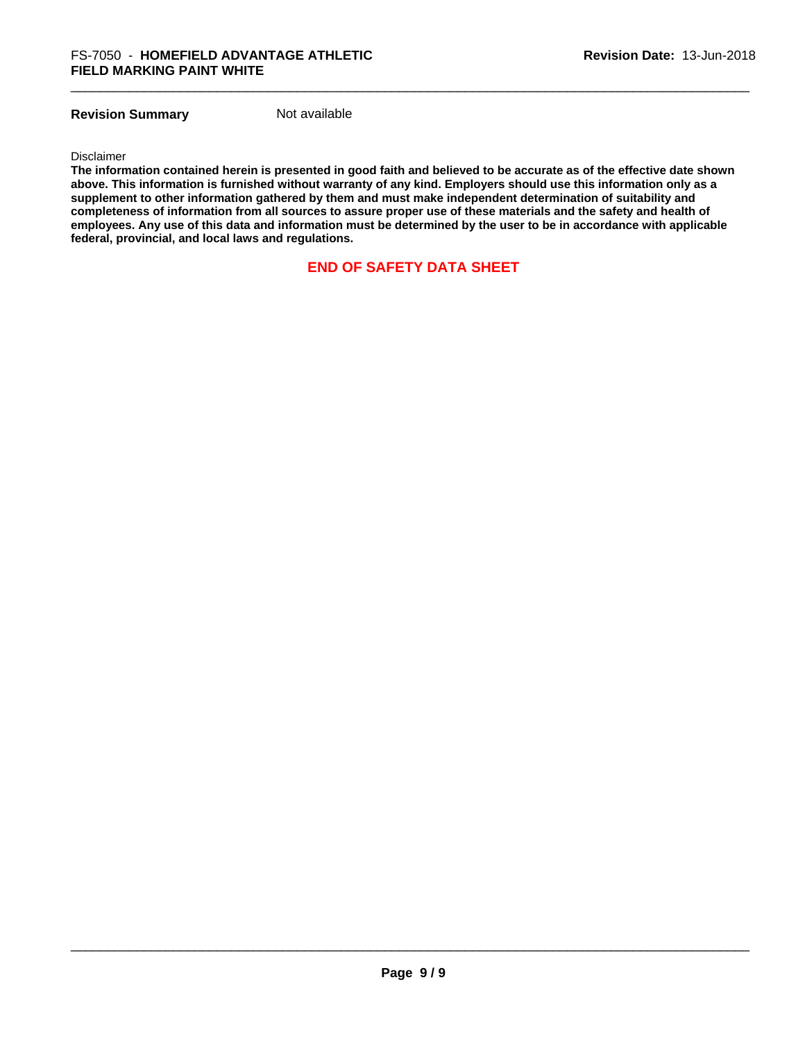**Revision Summary** Not available

Disclaimer

**The information contained herein is presented in good faith and believed to be accurate as of the effective date shown above. This information is furnished without warranty of any kind. Employers should use this information only as a supplement to other information gathered by them and must make independent determination of suitability and completeness of information from all sources to assure proper use of these materials and the safety and health of employees. Any use of this data and information must be determined by the user to be in accordance with applicable federal, provincial, and local laws and regulations.**

**END OF SAFETY DATA SHEET**